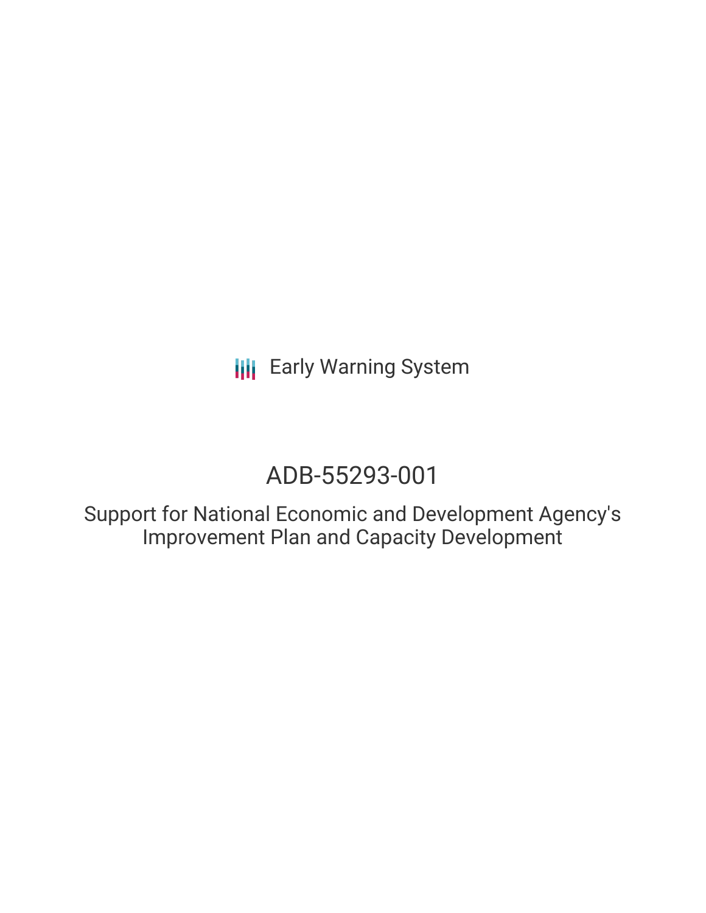Early Warning System

# ADB-55293-001

## Support for National Economic and Development Agency's Improvement Plan and Capacity Development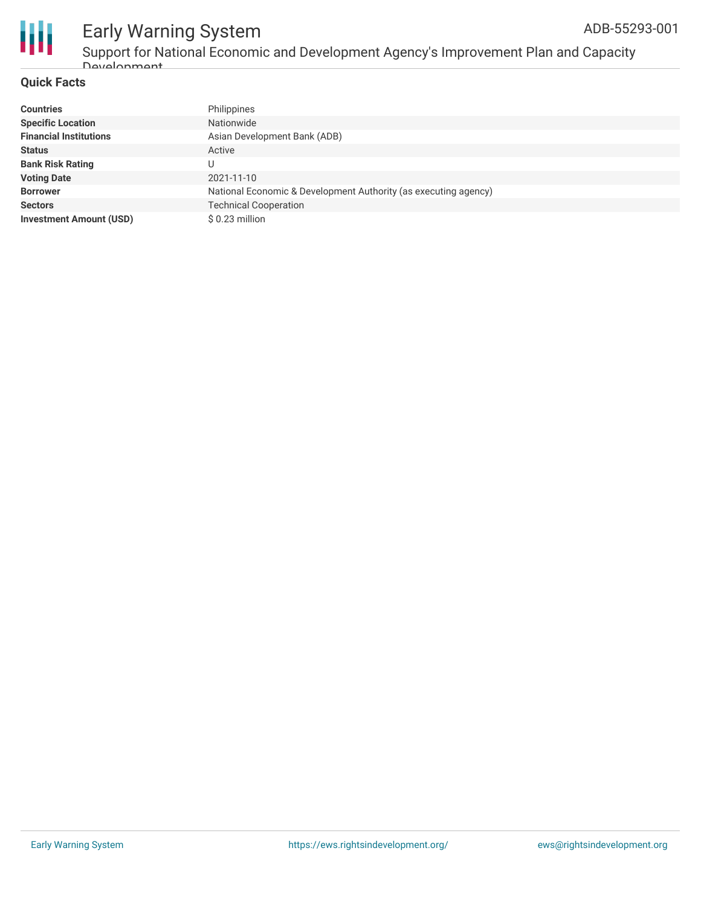## Quick Facts

| | |
|---|---|
| **Countries** | Philippines |
| **Specific Location** | Nationwide |
| **Financial Institutions** | Asian Development Bank (ADB) |
| **Status** | Active |
| **Bank Risk Rating** | U |
| **Voting Date** | 2021-11-10 |
| **Borrower** | National Economic & Development Authority (as executing agency) |
| **Sectors** | Technical Cooperation |
| **Investment Amount (USD)** | $ 0.23 million |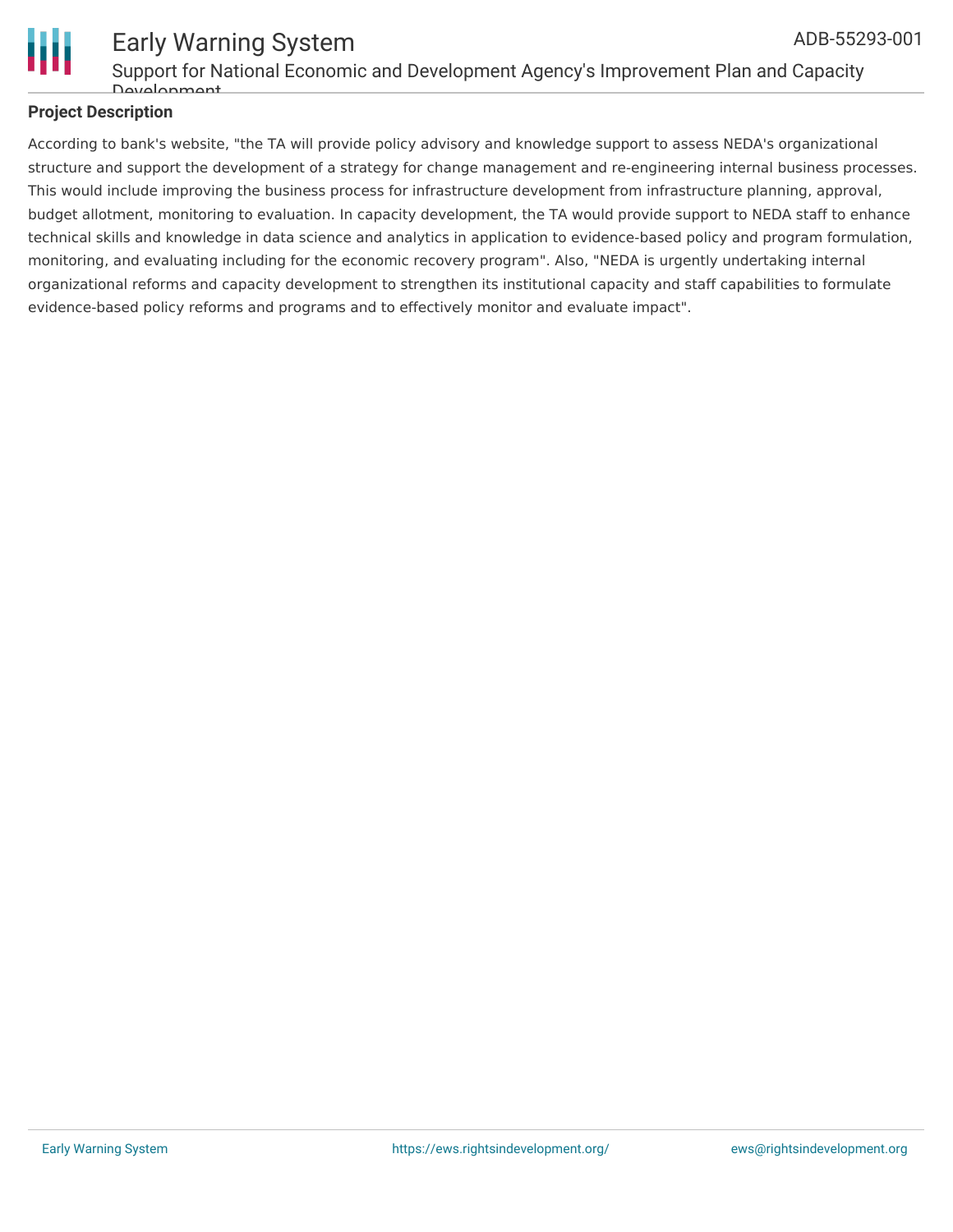**Project Description**

According to bank's website, "the TA will provide policy advisory and knowledge support to assess NEDA's organizational structure and support the development of a strategy for change management and re-engineering internal business processes. This would include improving the business process for infrastructure development from infrastructure planning, approval, budget allotment, monitoring to evaluation. In capacity development, the TA would provide support to NEDA staff to enhance technical skills and knowledge in data science and analytics in application to evidence-based policy and program formulation, monitoring, and evaluating including for the economic recovery program". Also, "NEDA is urgently undertaking internal organizational reforms and capacity development to strengthen its institutional capacity and staff capabilities to formulate evidence-based policy reforms and programs and to effectively monitor and evaluate impact".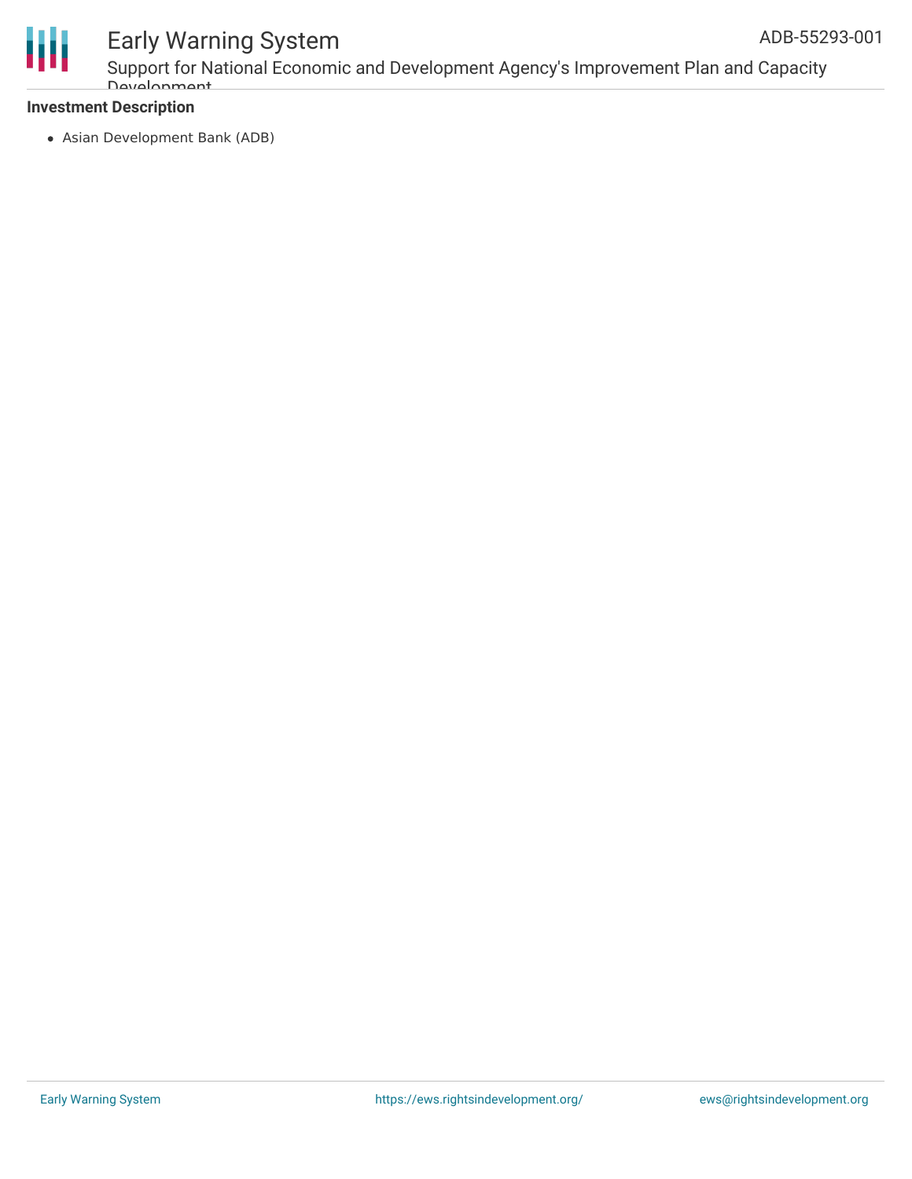**Investment Description**

- Asian Development Bank (ADB)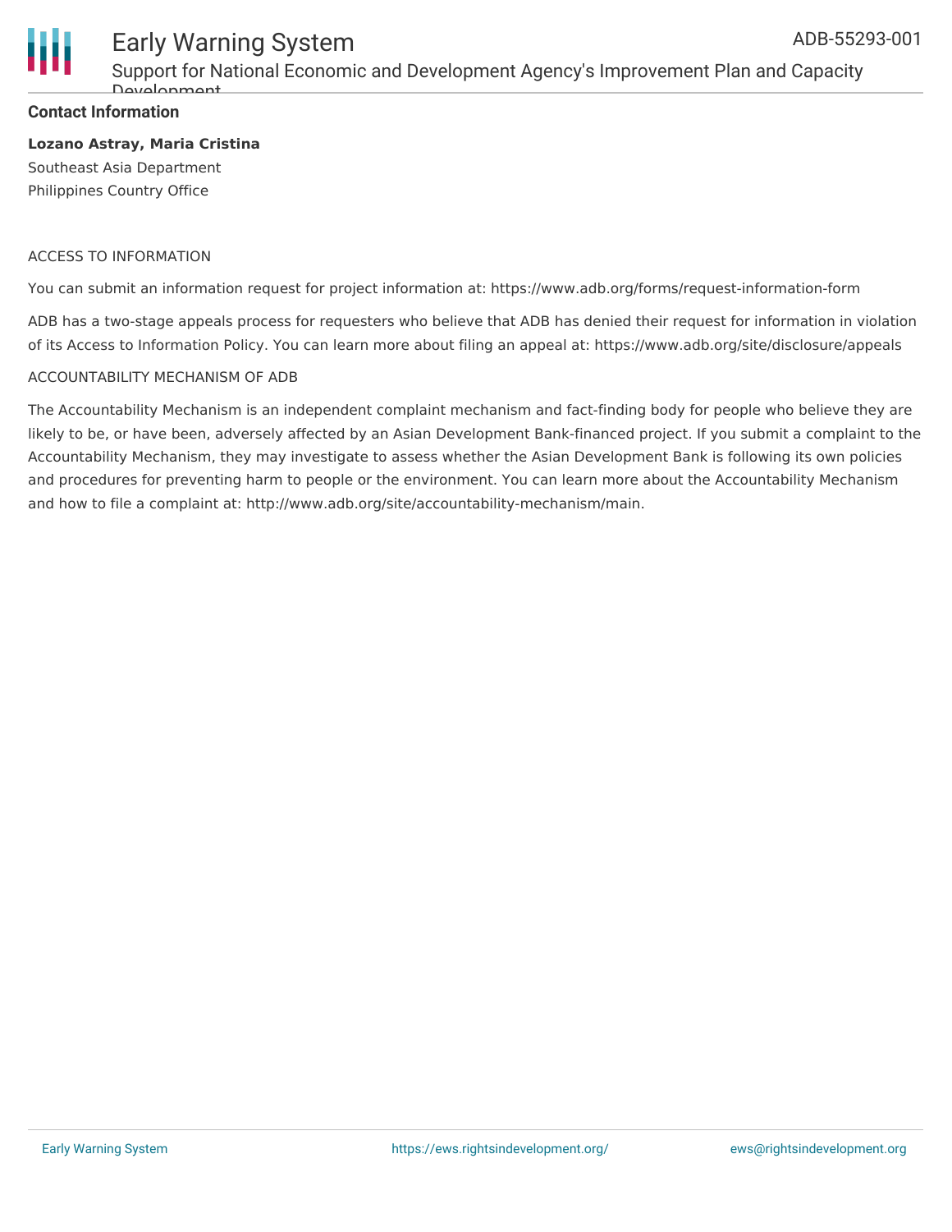**Contact Information**

**Lozano Astray, Maria Cristina**
Southeast Asia Department
Philippines Country Office

ACCESS TO INFORMATION

You can submit an information request for project information at: https://www.adb.org/forms/request-information-form

ADB has a two-stage appeals process for requesters who believe that ADB has denied their request for information in violation of its Access to Information Policy. You can learn more about filing an appeal at: https://www.adb.org/site/disclosure/appeals

ACCOUNTABILITY MECHANISM OF ADB

The Accountability Mechanism is an independent complaint mechanism and fact-finding body for people who believe they are likely to be, or have been, adversely affected by an Asian Development Bank-financed project. If you submit a complaint to the Accountability Mechanism, they may investigate to assess whether the Asian Development Bank is following its own policies and procedures for preventing harm to people or the environment. You can learn more about the Accountability Mechanism and how to file a complaint at: http://www.adb.org/site/accountability-mechanism/main.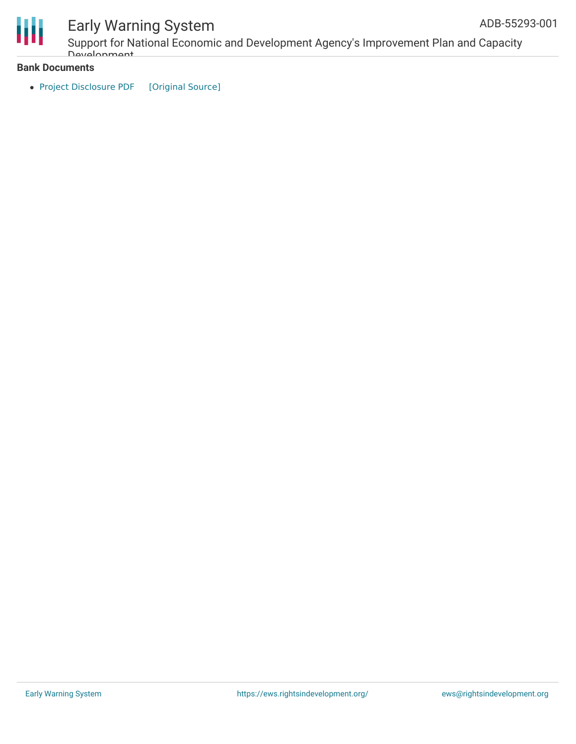**Bank Documents**

- Project Disclosure PDF [Original Source]